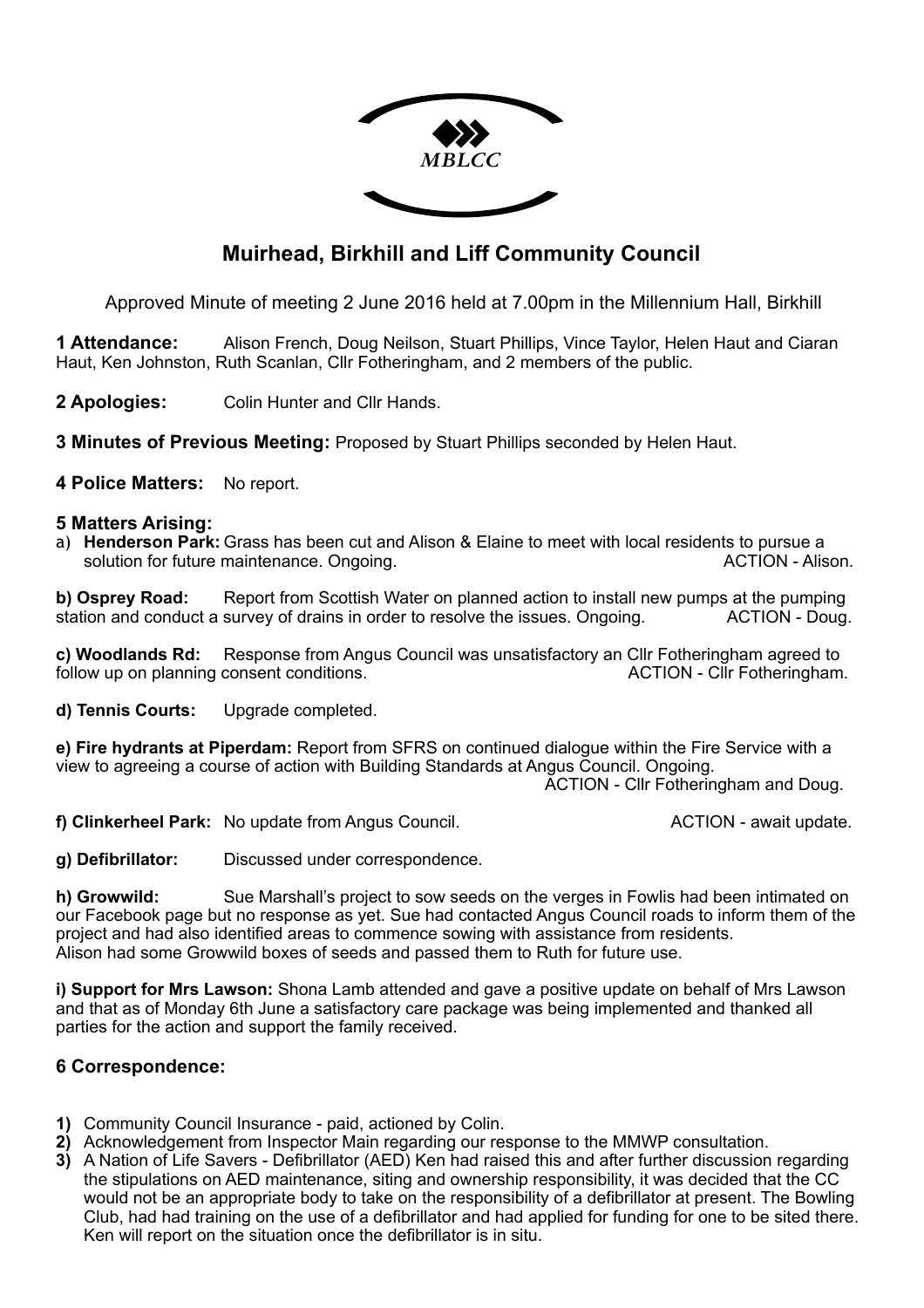MBLCC

# Muirhead, Birkhill and Liff Community Council

Approved Minute of meeting 2 June 2016 held at 7.00pm in the Millennium Hall, Birkhill

**1 Attendance:** Alison French, Doug Neilson, Stuart Phillips, Vince Taylor, Helen Haut and Ciaran Haut, Ken Johnston, Ruth Scanlan, Cllr Fotheringham, and 2 members of the public.

**2 Apologies:** Colin Hunter and Cllr Hands.

**3 Minutes of Previous Meeting:** Proposed by Stuart Phillips seconded by Helen Haut.

**4 Police Matters:** No report.

**5 Matters Arising:**

a) **Henderson Park:** Grass has been cut and Alison & Elaine to meet with local residents to pursue a solution for future maintenance. Ongoing. ACTION - Alison.

**b) Osprey Road:** Report from Scottish Water on planned action to install new pumps at the pumping station and conduct a survey of drains in order to resolve the issues. Ongoing. ACTION - Doug.

**c) Woodlands Rd:** Response from Angus Council was unsatisfactory an Cllr Fotheringham agreed to follow up on planning consent conditions. ACTION - Cllr Fotheringham.

**d) Tennis Courts:** Upgrade completed.

**e) Fire hydrants at Piperdam:** Report from SFRS on continued dialogue within the Fire Service with a view to agreeing a course of action with Building Standards at Angus Council. Ongoing.
ACTION - Cllr Fotheringham and Doug.

**f) Clinkerheel Park:** No update from Angus Council. ACTION - await update.

**g) Defibrillator:** Discussed under correspondence.

**h) Growwild:** Sue Marshall's project to sow seeds on the verges in Fowlis had been intimated on our Facebook page but no response as yet. Sue had contacted Angus Council roads to inform them of the project and had also identified areas to commence sowing with assistance from residents.
Alison had some Growwild boxes of seeds and passed them to Ruth for future use.

**i) Support for Mrs Lawson:** Shona Lamb attended and gave a positive update on behalf of Mrs Lawson and that as of Monday 6th June a satisfactory care package was being implemented and thanked all parties for the action and support the family received.

## 6 Correspondence:

1) Community Council Insurance - paid, actioned by Colin.
2) Acknowledgement from Inspector Main regarding our response to the MMWP consultation.
3) A Nation of Life Savers - Defibrillator (AED) Ken had raised this and after further discussion regarding the stipulations on AED maintenance, siting and ownership responsibility, it was decided that the CC would not be an appropriate body to take on the responsibility of a defibrillator at present. The Bowling Club, had had training on the use of a defibrillator and had applied for funding for one to be sited there. Ken will report on the situation once the defibrillator is in situ.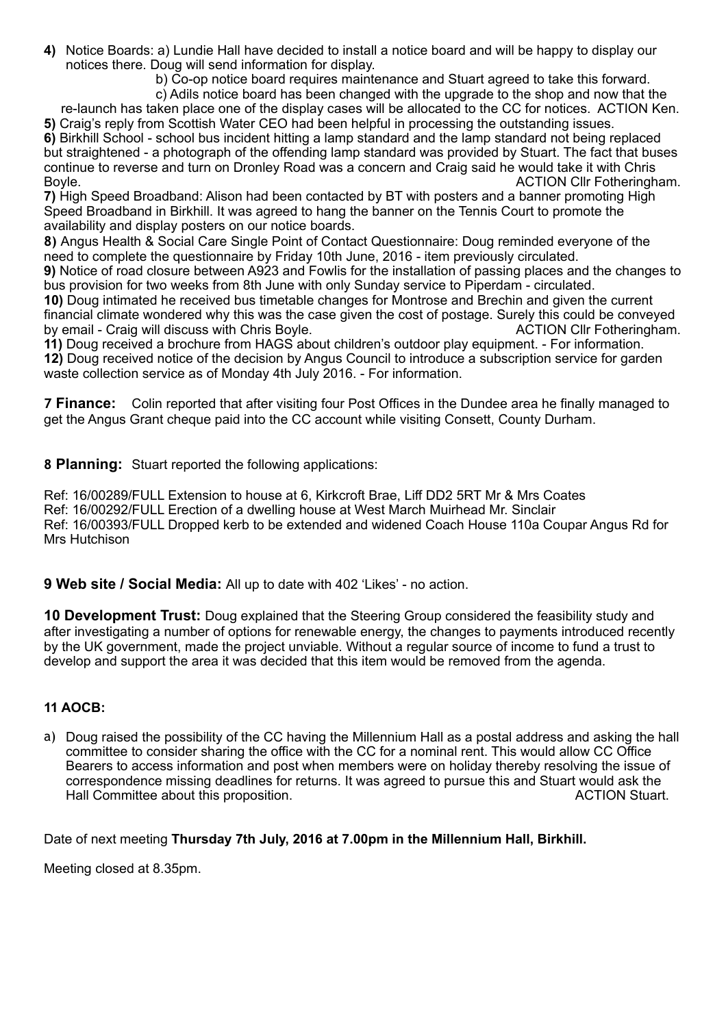**4)** Notice Boards: a) Lundie Hall have decided to install a notice board and will be happy to display our notices there. Doug will send information for display.

b) Co-op notice board requires maintenance and Stuart agreed to take this forward.

c) Adils notice board has been changed with the upgrade to the shop and now that the re-launch has taken place one of the display cases will be allocated to the CC for notices. ACTION Ken.

**5)** Craig's reply from Scottish Water CEO had been helpful in processing the outstanding issues.

**6)** Birkhill School - school bus incident hitting a lamp standard and the lamp standard not being replaced but straightened - a photograph of the offending lamp standard was provided by Stuart. The fact that buses continue to reverse and turn on Dronley Road was a concern and Craig said he would take it with Chris Boyle. ACTION Cllr Fotheringham.

**7)** High Speed Broadband: Alison had been contacted by BT with posters and a banner promoting High Speed Broadband in Birkhill. It was agreed to hang the banner on the Tennis Court to promote the availability and display posters on our notice boards.

**8)** Angus Health & Social Care Single Point of Contact Questionnaire: Doug reminded everyone of the need to complete the questionnaire by Friday 10th June, 2016 - item previously circulated.

**9)** Notice of road closure between A923 and Fowlis for the installation of passing places and the changes to bus provision for two weeks from 8th June with only Sunday service to Piperdam - circulated.

**10)** Doug intimated he received bus timetable changes for Montrose and Brechin and given the current financial climate wondered why this was the case given the cost of postage. Surely this could be conveyed by email - Craig will discuss with Chris Boyle. ACTION Cllr Fotheringham.

**11)** Doug received a brochure from HAGS about children's outdoor play equipment. - For information.

**12)** Doug received notice of the decision by Angus Council to introduce a subscription service for garden waste collection service as of Monday 4th July 2016. - For information.

**7 Finance:** Colin reported that after visiting four Post Offices in the Dundee area he finally managed to get the Angus Grant cheque paid into the CC account while visiting Consett, County Durham.

**8 Planning:** Stuart reported the following applications:

Ref: 16/00289/FULL Extension to house at 6, Kirkcroft Brae, Liff DD2 5RT Mr & Mrs Coates
Ref: 16/00292/FULL Erection of a dwelling house at West March Muirhead Mr. Sinclair
Ref: 16/00393/FULL Dropped kerb to be extended and widened Coach House 110a Coupar Angus Rd for Mrs Hutchison

**9 Web site / Social Media:** All up to date with 402 'Likes' - no action.

**10 Development Trust:** Doug explained that the Steering Group considered the feasibility study and after investigating a number of options for renewable energy, the changes to payments introduced recently by the UK government, made the project unviable. Without a regular source of income to fund a trust to develop and support the area it was decided that this item would be removed from the agenda.

**11 AOCB:**

a) Doug raised the possibility of the CC having the Millennium Hall as a postal address and asking the hall committee to consider sharing the office with the CC for a nominal rent. This would allow CC Office Bearers to access information and post when members were on holiday thereby resolving the issue of correspondence missing deadlines for returns. It was agreed to pursue this and Stuart would ask the Hall Committee about this proposition. ACTION Stuart.

Date of next meeting **Thursday 7th July, 2016 at 7.00pm in the Millennium Hall, Birkhill.**

Meeting closed at 8.35pm.